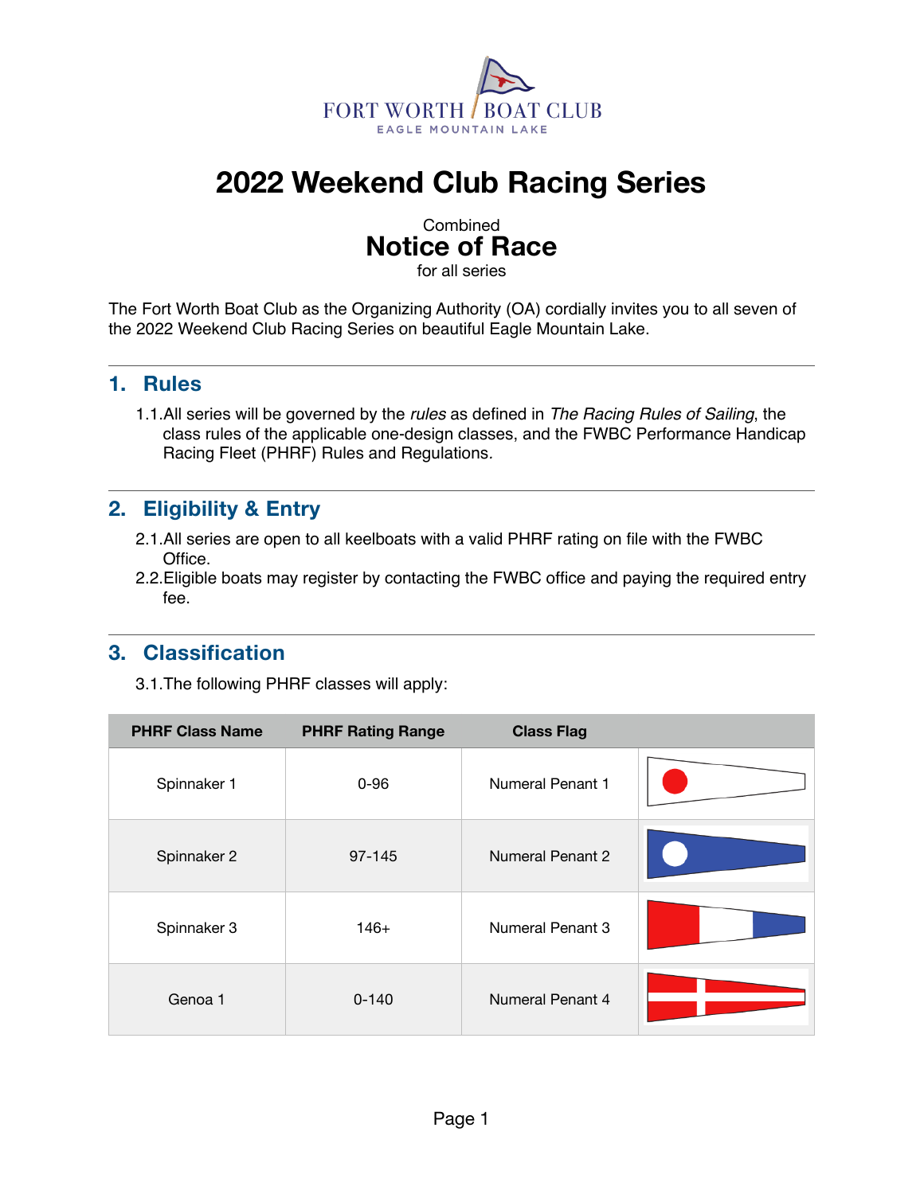FORT WORTH BOAT CLUB
EAGLE MOUNTAIN LAKE

# 2022 Weekend Club Racing Series

Combined
## Notice of Race
for all series

The Fort Worth Boat Club as the Organizing Authority (OA) cordially invites you to all seven of the 2022 Weekend Club Racing Series on beautiful Eagle Mountain Lake.

## 1. Rules

1.1. All series will be governed by the *rules* as defined in *The Racing Rules of Sailing*, the class rules of the applicable one-design classes, and the FWBC Performance Handicap Racing Fleet (PHRF) Rules and Regulations.

## 2. Eligibility & Entry

2.1. All series are open to all keelboats with a valid PHRF rating on file with the FWBC Office.

2.2. Eligible boats may register by contacting the FWBC office and paying the required entry fee.

## 3. Classification

3.1. The following PHRF classes will apply:

| PHRF Class Name | PHRF Rating Range | Class Flag | |
|---|---|---|---|
| Spinnaker 1 | 0-96 | Numeral Penant 1 | |
| Spinnaker 2 | 97-145 | Numeral Penant 2 | |
| Spinnaker 3 | 146+ | Numeral Penant 3 | |
| Genoa 1 | 0-140 | Numeral Penant 4 | |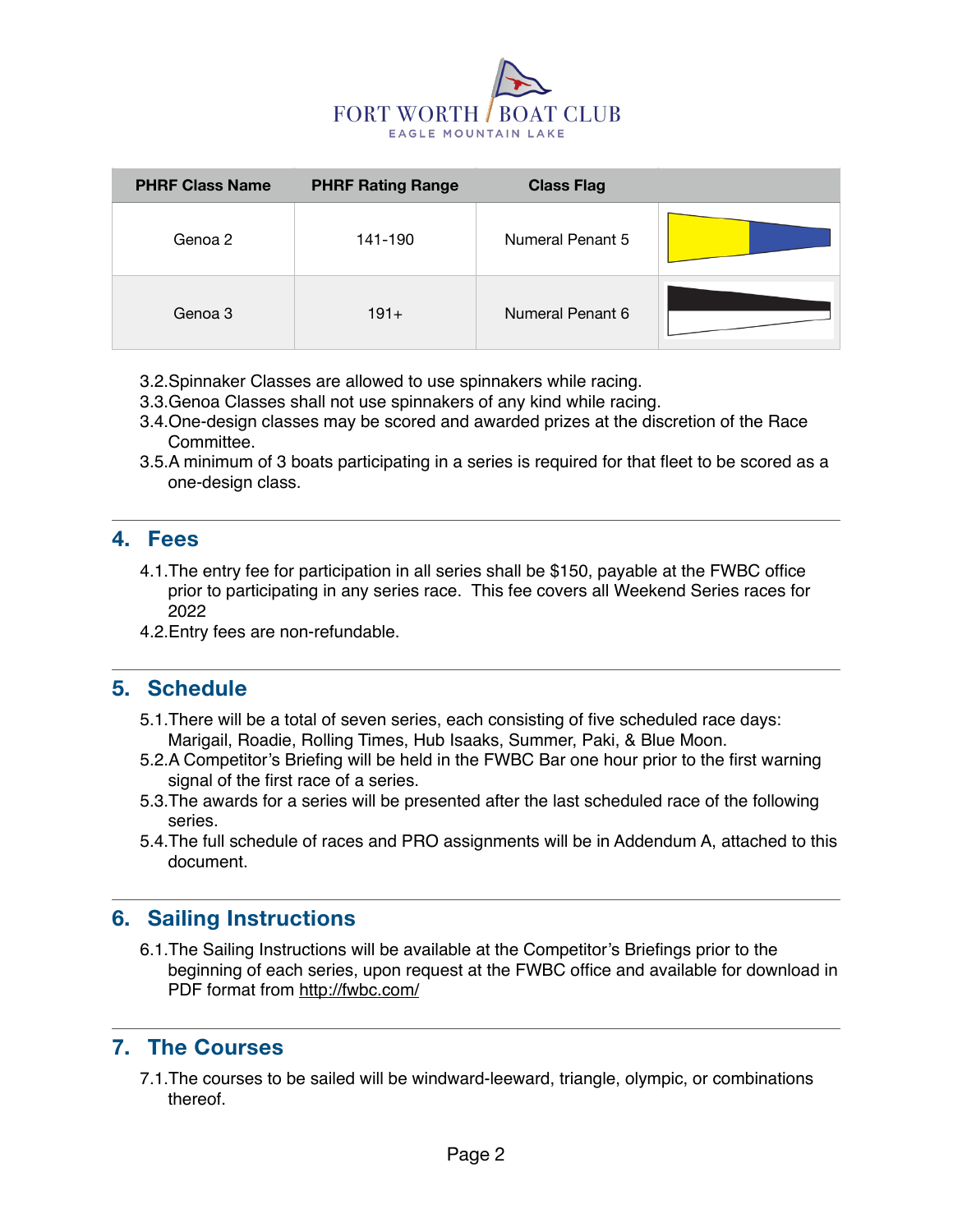| PHRF Class Name | PHRF Rating Range | Class Flag | |
|---|---|---|---|
| Genoa 2 | 141-190 | Numeral Penant 5 | |
| Genoa 3 | 191+ | Numeral Penant 6 | |

3.2.Spinnaker Classes are allowed to use spinnakers while racing.

3.3.Genoa Classes shall not use spinnakers of any kind while racing.

3.4.One-design classes may be scored and awarded prizes at the discretion of the Race Committee.

3.5.A minimum of 3 boats participating in a series is required for that fleet to be scored as a one-design class.

## 4. Fees

4.1.The entry fee for participation in all series shall be $150, payable at the FWBC office prior to participating in any series race.  This fee covers all Weekend Series races for 2022

4.2.Entry fees are non-refundable.

## 5. Schedule

5.1.There will be a total of seven series, each consisting of five scheduled race days: Marigail, Roadie, Rolling Times, Hub Isaaks, Summer, Paki, & Blue Moon.

5.2.A Competitor's Briefing will be held in the FWBC Bar one hour prior to the first warning signal of the first race of a series.

5.3.The awards for a series will be presented after the last scheduled race of the following series.

5.4.The full schedule of races and PRO assignments will be in Addendum A, attached to this document.

## 6. Sailing Instructions

6.1.The Sailing Instructions will be available at the Competitor's Briefings prior to the beginning of each series, upon request at the FWBC office and available for download in PDF format from http://fwbc.com/

## 7. The Courses

7.1.The courses to be sailed will be windward-leeward, triangle, olympic, or combinations thereof.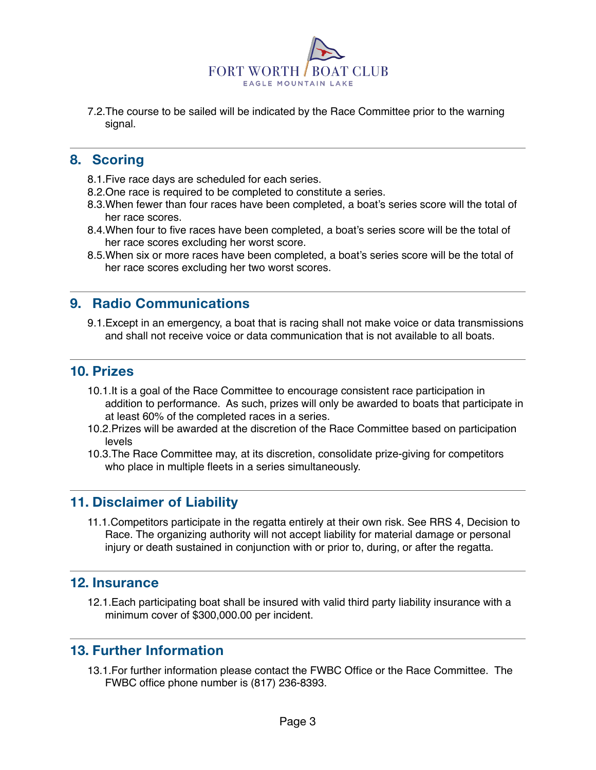7.2. The course to be sailed will be indicated by the Race Committee prior to the warning signal.

## 8. Scoring

8.1. Five race days are scheduled for each series.
8.2. One race is required to be completed to constitute a series.
8.3. When fewer than four races have been completed, a boat's series score will the total of her race scores.
8.4. When four to five races have been completed, a boat's series score will be the total of her race scores excluding her worst score.
8.5. When six or more races have been completed, a boat's series score will be the total of her race scores excluding her two worst scores.

## 9. Radio Communications

9.1. Except in an emergency, a boat that is racing shall not make voice or data transmissions and shall not receive voice or data communication that is not available to all boats.

## 10. Prizes

10.1. It is a goal of the Race Committee to encourage consistent race participation in addition to performance. As such, prizes will only be awarded to boats that participate in at least 60% of the completed races in a series.
10.2. Prizes will be awarded at the discretion of the Race Committee based on participation levels
10.3. The Race Committee may, at its discretion, consolidate prize-giving for competitors who place in multiple fleets in a series simultaneously.

## 11. Disclaimer of Liability

11.1. Competitors participate in the regatta entirely at their own risk. See RRS 4, Decision to Race. The organizing authority will not accept liability for material damage or personal injury or death sustained in conjunction with or prior to, during, or after the regatta.

## 12. Insurance

12.1. Each participating boat shall be insured with valid third party liability insurance with a minimum cover of $300,000.00 per incident.

## 13. Further Information

13.1. For further information please contact the FWBC Office or the Race Committee. The FWBC office phone number is (817) 236-8393.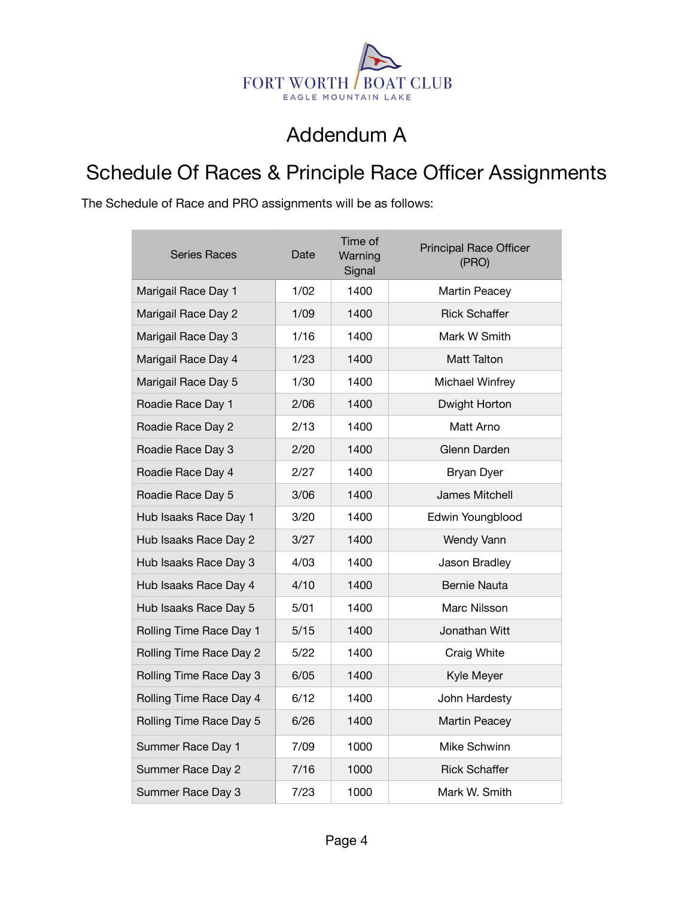FORT WORTH BOAT CLUB
EAGLE MOUNTAIN LAKE

# Addendum A

## Schedule Of Races & Principle Race Officer Assignments

The Schedule of Race and PRO assignments will be as follows:

| Series Races | Date | Time of Warning Signal | Principal Race Officer (PRO) |
|---|---|---|---|
| Marigail Race Day 1 | 1/02 | 1400 | Martin Peacey |
| Marigail Race Day 2 | 1/09 | 1400 | Rick Schaffer |
| Marigail Race Day 3 | 1/16 | 1400 | Mark W Smith |
| Marigail Race Day 4 | 1/23 | 1400 | Matt Talton |
| Marigail Race Day 5 | 1/30 | 1400 | Michael Winfrey |
| Roadie Race Day 1 | 2/06 | 1400 | Dwight Horton |
| Roadie Race Day 2 | 2/13 | 1400 | Matt Arno |
| Roadie Race Day 3 | 2/20 | 1400 | Glenn Darden |
| Roadie Race Day 4 | 2/27 | 1400 | Bryan Dyer |
| Roadie Race Day 5 | 3/06 | 1400 | James Mitchell |
| Hub Isaaks Race Day 1 | 3/20 | 1400 | Edwin Youngblood |
| Hub Isaaks Race Day 2 | 3/27 | 1400 | Wendy Vann |
| Hub Isaaks Race Day 3 | 4/03 | 1400 | Jason Bradley |
| Hub Isaaks Race Day 4 | 4/10 | 1400 | Bernie Nauta |
| Hub Isaaks Race Day 5 | 5/01 | 1400 | Marc Nilsson |
| Rolling Time Race Day 1 | 5/15 | 1400 | Jonathan Witt |
| Rolling Time Race Day 2 | 5/22 | 1400 | Craig White |
| Rolling Time Race Day 3 | 6/05 | 1400 | Kyle Meyer |
| Rolling Time Race Day 4 | 6/12 | 1400 | John Hardesty |
| Rolling Time Race Day 5 | 6/26 | 1400 | Martin Peacey |
| Summer Race Day 1 | 7/09 | 1000 | Mike Schwinn |
| Summer Race Day 2 | 7/16 | 1000 | Rick Schaffer |
| Summer Race Day 3 | 7/23 | 1000 | Mark W. Smith |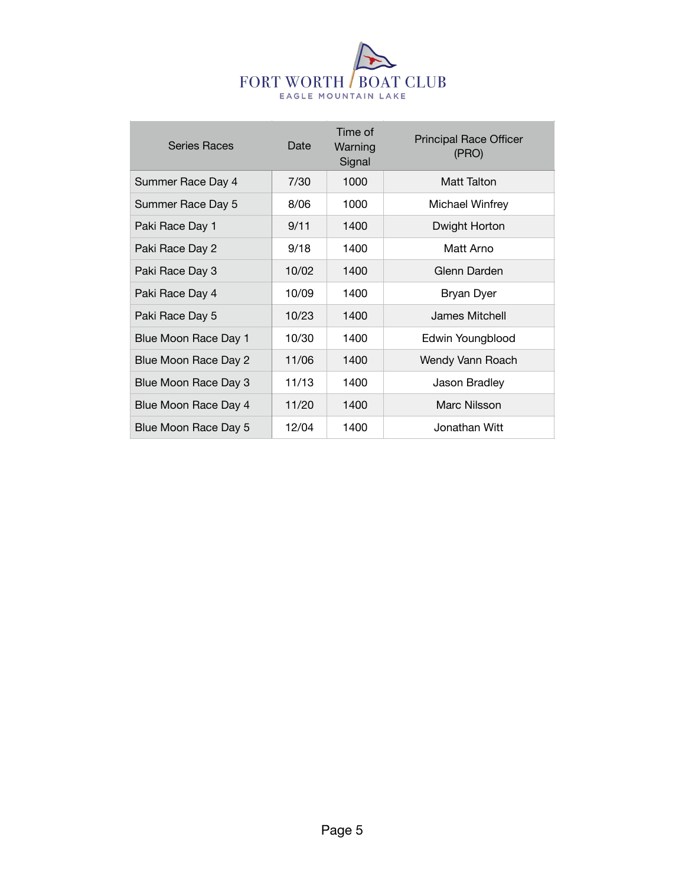FORT WORTH BOAT CLUB

EAGLE MOUNTAIN LAKE

| Series Races | Date | Time of Warning Signal | Principal Race Officer (PRO) |
|---|---|---|---|
| Summer Race Day 4 | 7/30 | 1000 | Matt Talton |
| Summer Race Day 5 | 8/06 | 1000 | Michael Winfrey |
| Paki Race Day 1 | 9/11 | 1400 | Dwight Horton |
| Paki Race Day 2 | 9/18 | 1400 | Matt Arno |
| Paki Race Day 3 | 10/02 | 1400 | Glenn Darden |
| Paki Race Day 4 | 10/09 | 1400 | Bryan Dyer |
| Paki Race Day 5 | 10/23 | 1400 | James Mitchell |
| Blue Moon Race Day 1 | 10/30 | 1400 | Edwin Youngblood |
| Blue Moon Race Day 2 | 11/06 | 1400 | Wendy Vann Roach |
| Blue Moon Race Day 3 | 11/13 | 1400 | Jason Bradley |
| Blue Moon Race Day 4 | 11/20 | 1400 | Marc Nilsson |
| Blue Moon Race Day 5 | 12/04 | 1400 | Jonathan Witt |